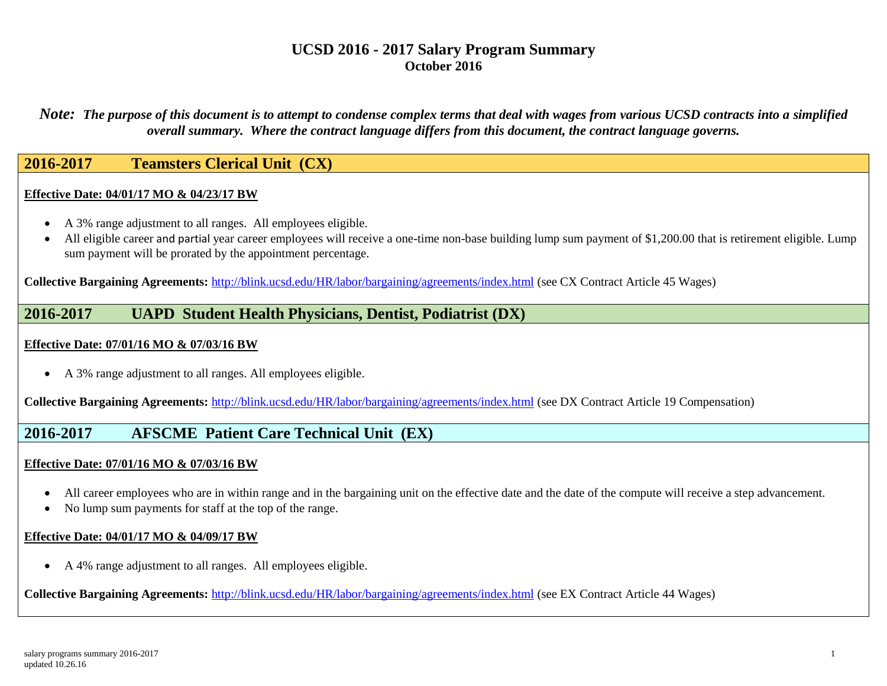# UCSD 2016 - 2017 Salary Program Summary
## October 2016

***Note:*** ***The purpose of this document is to attempt to condense complex terms that deal with wages from various UCSD contracts into a simplified overall summary. Where the contract language differs from this document, the contract language governs.***

## 2016-2017 Teamsters Clerical Unit (CX)

**Effective Date: 04/01/17 MO & 04/23/17 BW**

- A 3% range adjustment to all ranges. All employees eligible.
- All eligible career and partial year career employees will receive a one-time non-base building lump sum payment of $1,200.00 that is retirement eligible. Lump sum payment will be prorated by the appointment percentage.

**Collective Bargaining Agreements:** http://blink.ucsd.edu/HR/labor/bargaining/agreements/index.html (see CX Contract Article 45 Wages)

## 2016-2017 UAPD Student Health Physicians, Dentist, Podiatrist (DX)

**Effective Date: 07/01/16 MO & 07/03/16 BW**

- A 3% range adjustment to all ranges. All employees eligible.

**Collective Bargaining Agreements:** http://blink.ucsd.edu/HR/labor/bargaining/agreements/index.html (see DX Contract Article 19 Compensation)

## 2016-2017 AFSCME Patient Care Technical Unit (EX)

**Effective Date: 07/01/16 MO & 07/03/16 BW**

- All career employees who are in within range and in the bargaining unit on the effective date and the date of the compute will receive a step advancement.
- No lump sum payments for staff at the top of the range.

**Effective Date: 04/01/17 MO & 04/09/17 BW**

- A 4% range adjustment to all ranges. All employees eligible.

**Collective Bargaining Agreements:** http://blink.ucsd.edu/HR/labor/bargaining/agreements/index.html (see EX Contract Article 44 Wages)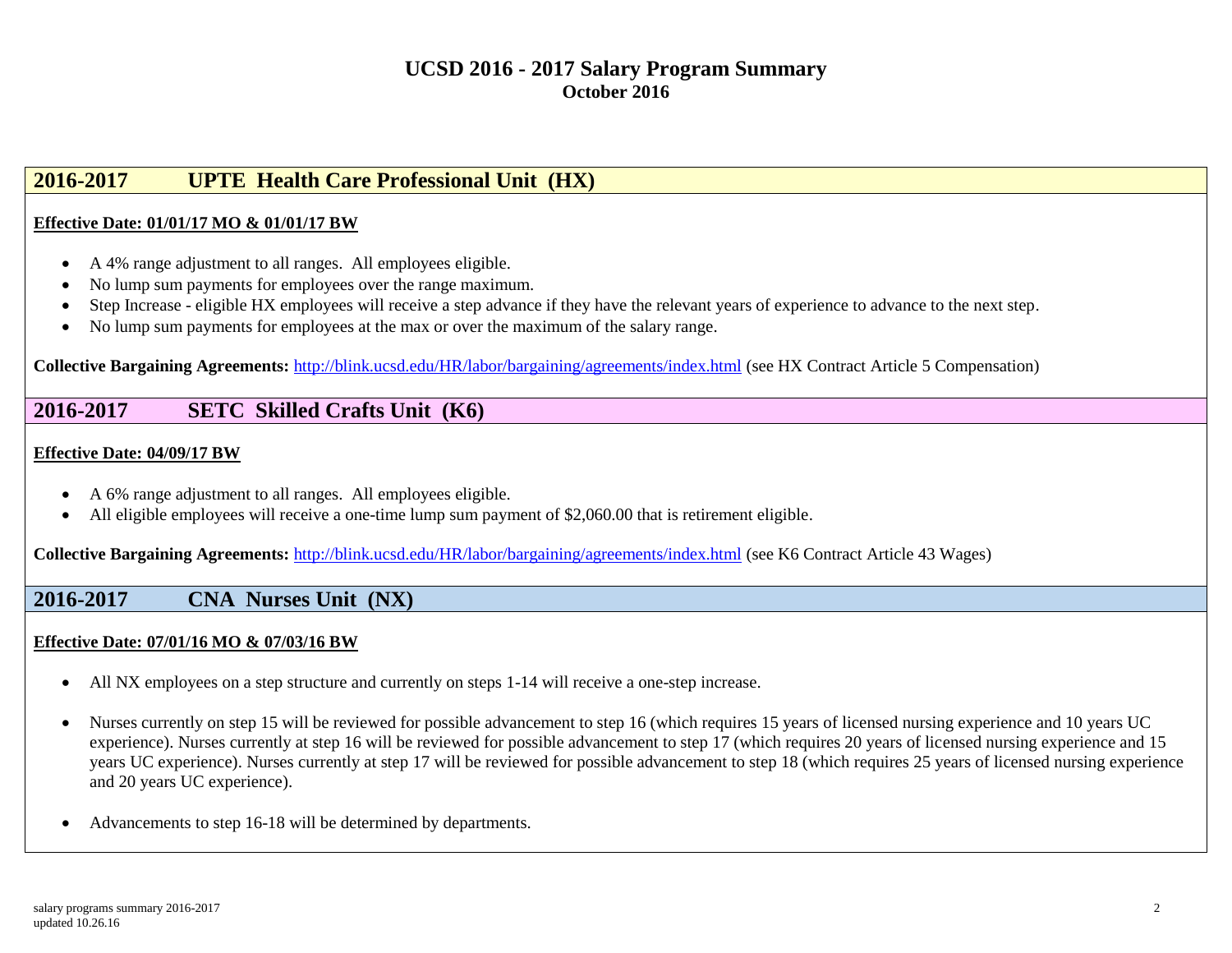# UCSD 2016 - 2017 Salary Program Summary
## October 2016

## 2016-2017 UPTE Health Care Professional Unit (HX)

**Effective Date: 01/01/17 MO & 01/01/17 BW**

- A 4% range adjustment to all ranges. All employees eligible.
- No lump sum payments for employees over the range maximum.
- Step Increase - eligible HX employees will receive a step advance if they have the relevant years of experience to advance to the next step.
- No lump sum payments for employees at the max or over the maximum of the salary range.

**Collective Bargaining Agreements:** http://blink.ucsd.edu/HR/labor/bargaining/agreements/index.html (see HX Contract Article 5 Compensation)

## 2016-2017 SETC Skilled Crafts Unit (K6)

**Effective Date: 04/09/17 BW**

- A 6% range adjustment to all ranges. All employees eligible.
- All eligible employees will receive a one-time lump sum payment of $2,060.00 that is retirement eligible.

**Collective Bargaining Agreements:** http://blink.ucsd.edu/HR/labor/bargaining/agreements/index.html (see K6 Contract Article 43 Wages)

## 2016-2017 CNA Nurses Unit (NX)

**Effective Date: 07/01/16 MO & 07/03/16 BW**

- All NX employees on a step structure and currently on steps 1-14 will receive a one-step increase.
- Nurses currently on step 15 will be reviewed for possible advancement to step 16 (which requires 15 years of licensed nursing experience and 10 years UC experience). Nurses currently at step 16 will be reviewed for possible advancement to step 17 (which requires 20 years of licensed nursing experience and 15 years UC experience). Nurses currently at step 17 will be reviewed for possible advancement to step 18 (which requires 25 years of licensed nursing experience and 20 years UC experience).
- Advancements to step 16-18 will be determined by departments.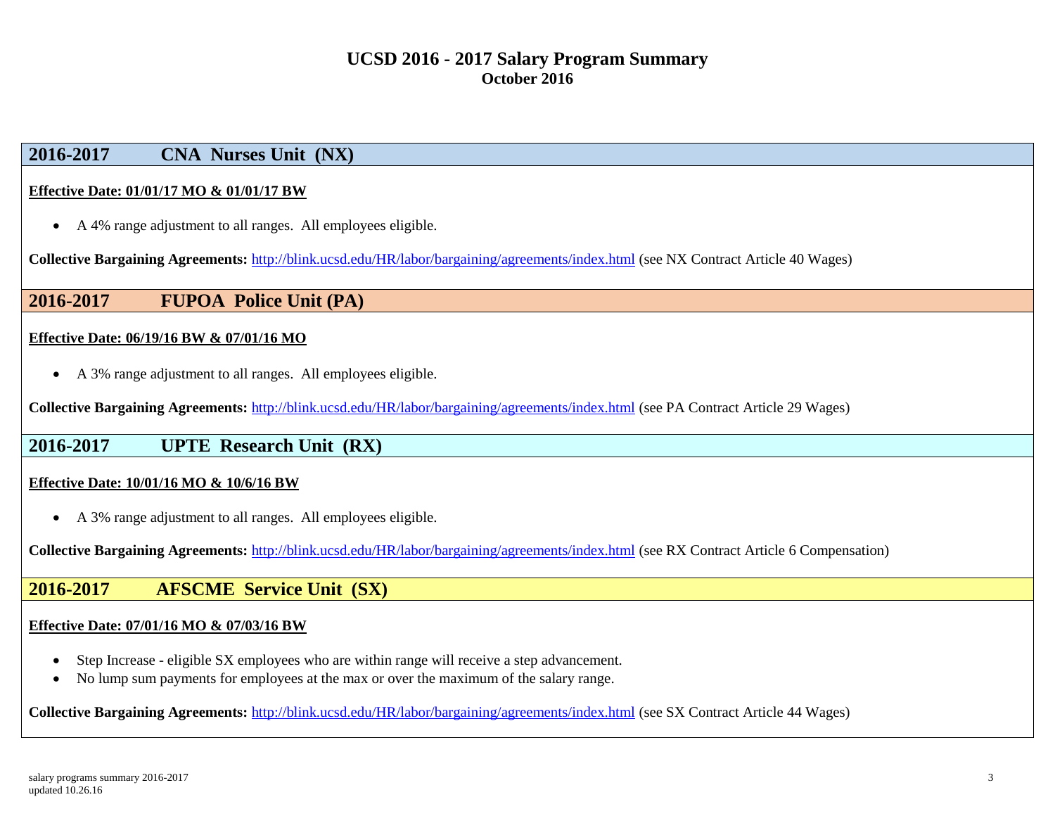# UCSD 2016 - 2017 Salary Program Summary
**October 2016**

## 2016-2017 CNA Nurses Unit (NX)

**Effective Date: 01/01/17 MO & 01/01/17 BW**

- A 4% range adjustment to all ranges. All employees eligible.

**Collective Bargaining Agreements:** http://blink.ucsd.edu/HR/labor/bargaining/agreements/index.html (see NX Contract Article 40 Wages)

## 2016-2017 FUPOA Police Unit (PA)

**Effective Date: 06/19/16 BW & 07/01/16 MO**

- A 3% range adjustment to all ranges. All employees eligible.

**Collective Bargaining Agreements:** http://blink.ucsd.edu/HR/labor/bargaining/agreements/index.html (see PA Contract Article 29 Wages)

## 2016-2017 UPTE Research Unit (RX)

**Effective Date: 10/01/16 MO & 10/6/16 BW**

- A 3% range adjustment to all ranges. All employees eligible.

**Collective Bargaining Agreements:** http://blink.ucsd.edu/HR/labor/bargaining/agreements/index.html (see RX Contract Article 6 Compensation)

## 2016-2017 AFSCME Service Unit (SX)

**Effective Date: 07/01/16 MO & 07/03/16 BW**

- Step Increase - eligible SX employees who are within range will receive a step advancement.
- No lump sum payments for employees at the max or over the maximum of the salary range.

**Collective Bargaining Agreements:** http://blink.ucsd.edu/HR/labor/bargaining/agreements/index.html (see SX Contract Article 44 Wages)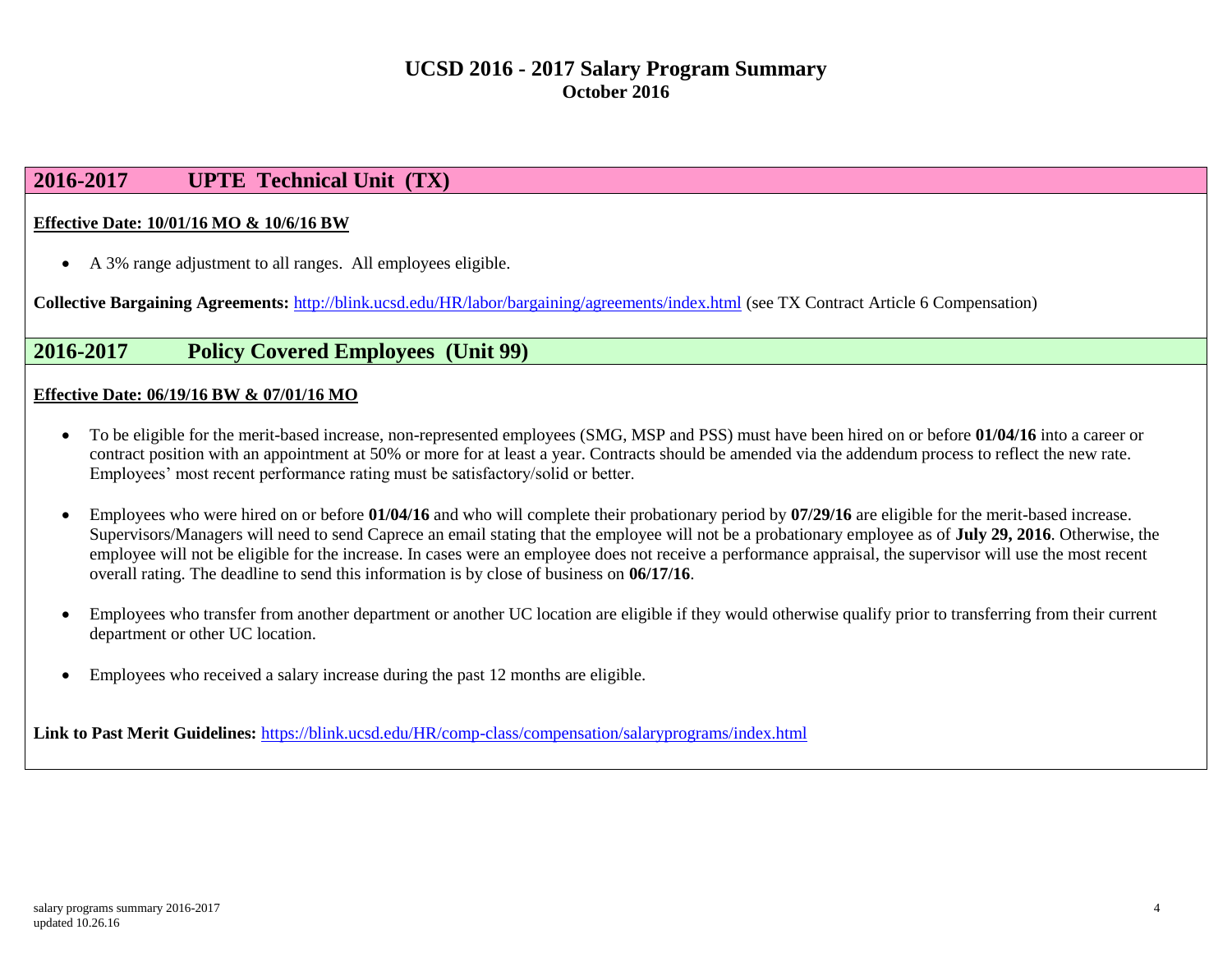# UCSD 2016 - 2017 Salary Program Summary

**October 2016**

## 2016-2017 UPTE Technical Unit (TX)

**Effective Date: 10/01/16 MO & 10/6/16 BW**

- A 3% range adjustment to all ranges. All employees eligible.

**Collective Bargaining Agreements:** [http://blink.ucsd.edu/HR/labor/bargaining/agreements/index.html](http://blink.ucsd.edu/HR/labor/bargaining/agreements/index.html) (see TX Contract Article 6 Compensation)

## 2016-2017 Policy Covered Employees (Unit 99)

**Effective Date: 06/19/16 BW & 07/01/16 MO**

- To be eligible for the merit-based increase, non-represented employees (SMG, MSP and PSS) must have been hired on or before **01/04/16** into a career or contract position with an appointment at 50% or more for at least a year. Contracts should be amended via the addendum process to reflect the new rate. Employees' most recent performance rating must be satisfactory/solid or better.

- Employees who were hired on or before **01/04/16** and who will complete their probationary period by **07/29/16** are eligible for the merit-based increase. Supervisors/Managers will need to send Caprece an email stating that the employee will not be a probationary employee as of **July 29, 2016**. Otherwise, the employee will not be eligible for the increase. In cases were an employee does not receive a performance appraisal, the supervisor will use the most recent overall rating. The deadline to send this information is by close of business on **06/17/16**.

- Employees who transfer from another department or another UC location are eligible if they would otherwise qualify prior to transferring from their current department or other UC location.

- Employees who received a salary increase during the past 12 months are eligible.

**Link to Past Merit Guidelines:** [https://blink.ucsd.edu/HR/comp-class/compensation/salaryprograms/index.html](https://blink.ucsd.edu/HR/comp-class/compensation/salaryprograms/index.html)